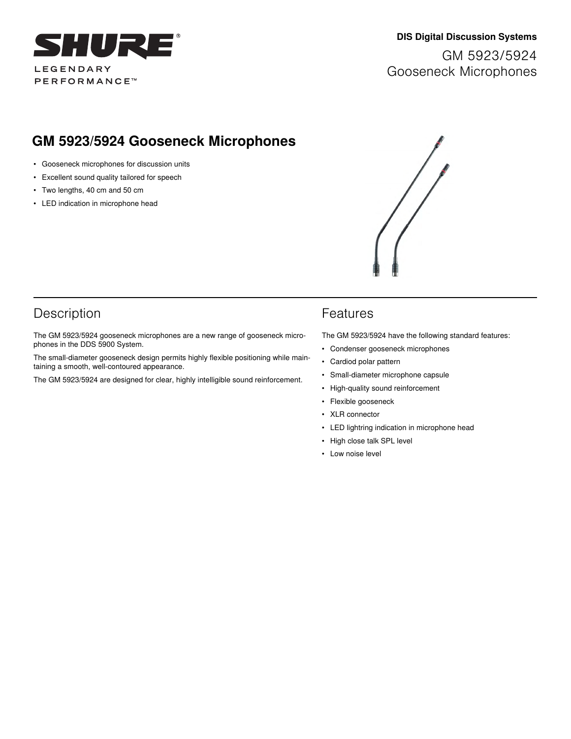DIS Digital Discussion Systems

GM 5923/5924 Gooseneck Microphones

# GM 5923/5924 Gooseneck Microphones

- Gooseneck microphones for discussion units
- Excellent sound quality tailored for speech
- Two lengths, 40 cm and 50 cm
- LED indication in microphone head

## Description

The GM 5923/5924 gooseneck microphones are a new range of gooseneck microphones in the DDS 5900 System.

The small-diameter gooseneck design permits highly flexible positioning while maintaining a smooth, well-contoured appearance.

The GM 5923/5924 are designed for clear, highly intelligible sound reinforcement.

## Features

The GM 5923/5924 have the following standard features:

- Condenser gooseneck microphones
- Cardiod polar pattern
- Small-diameter microphone capsule
- High-quality sound reinforcement
- Flexible gooseneck
- XLR connector
- LED lightring indication in microphone head
- High close talk SPL level
- Low noise level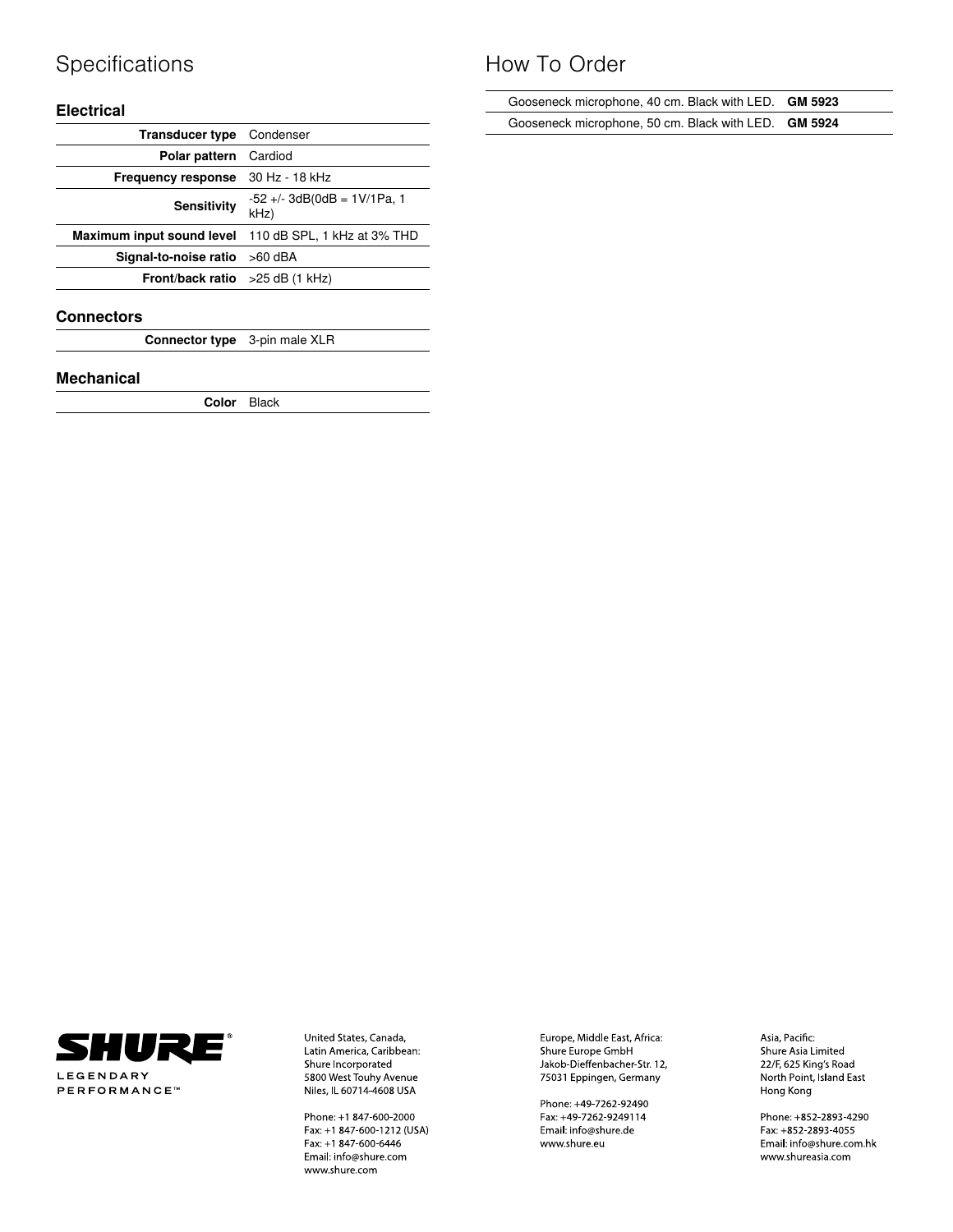# Specifications

## Electrical

| | |
|---|---|
| **Transducer type** | Condenser |
| **Polar pattern** | Cardiod |
| **Frequency response** | 30 Hz - 18 kHz |
| **Sensitivity** | -52 +/- 3dB(0dB = 1V/1Pa, 1 kHz) |
| **Maximum input sound level** | 110 dB SPL, 1 kHz at 3% THD |
| **Signal-to-noise ratio** | >60 dBA |
| **Front/back ratio** | >25 dB (1 kHz) |

## Connectors

| | |
|---|---|
| **Connector type** | 3-pin male XLR |

## Mechanical

| | |
|---|---|
| **Color** | Black |

# How To Order

| | |
|---|---|
| Gooseneck microphone, 40 cm. Black with LED. | **GM 5923** |
| Gooseneck microphone, 50 cm. Black with LED. | **GM 5924** |

SHURE®
LEGENDARY
PERFORMANCE™

United States, Canada, Latin America, Caribbean:
Shure Incorporated
5800 West Touhy Avenue
Niles, IL 60714-4608 USA

Phone: +1 847-600-2000
Fax: +1 847-600-1212 (USA)
Fax: +1 847-600-6446
Email: info@shure.com
www.shure.com

Europe, Middle East, Africa:
Shure Europe GmbH
Jakob-Dieffenbacher-Str. 12,
75031 Eppingen, Germany

Phone: +49-7262-92490
Fax: +49-7262-9249114
Email: info@shure.de
www.shure.eu

Asia, Pacific:
Shure Asia Limited
22/F, 625 King's Road
North Point, Island East
Hong Kong

Phone: +852-2893-4290
Fax: +852-2893-4055
Email: info@shure.com.hk
www.shureasia.com